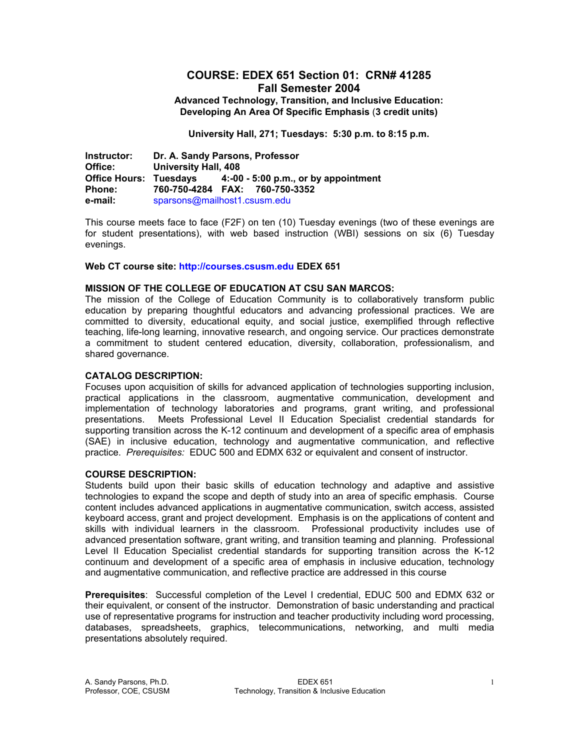# COURSE: EDEX 651 Section 01: CRN# 41285
## Fall Semester 2004
### Advanced Technology, Transition, and Inclusive Education: Developing An Area Of Specific Emphasis (3 credit units)

**University Hall, 271; Tuesdays: 5:30 p.m. to 8:15 p.m.**

**Instructor:** Dr. A. Sandy Parsons, Professor
**Office:** University Hall, 408
**Office Hours:** Tuesdays 4:-00 - 5:00 p.m., or by appointment
**Phone:** 760-750-4284 **FAX:** 760-750-3352
**e-mail:** sparsons@mailhost1.csusm.edu

This course meets face to face (F2F) on ten (10) Tuesday evenings (two of these evenings are for student presentations), with web based instruction (WBI) sessions on six (6) Tuesday evenings.

**Web CT course site: http://courses.csusm.edu EDEX 651**

**MISSION OF THE COLLEGE OF EDUCATION AT CSU SAN MARCOS:**
The mission of the College of Education Community is to collaboratively transform public education by preparing thoughtful educators and advancing professional practices. We are committed to diversity, educational equity, and social justice, exemplified through reflective teaching, life-long learning, innovative research, and ongoing service. Our practices demonstrate a commitment to student centered education, diversity, collaboration, professionalism, and shared governance.

**CATALOG DESCRIPTION:**
Focuses upon acquisition of skills for advanced application of technologies supporting inclusion, practical applications in the classroom, augmentative communication, development and implementation of technology laboratories and programs, grant writing, and professional presentations. Meets Professional Level II Education Specialist credential standards for supporting transition across the K-12 continuum and development of a specific area of emphasis (SAE) in inclusive education, technology and augmentative communication, and reflective practice. *Prerequisites:* EDUC 500 and EDMX 632 or equivalent and consent of instructor.

**COURSE DESCRIPTION:**
Students build upon their basic skills of education technology and adaptive and assistive technologies to expand the scope and depth of study into an area of specific emphasis. Course content includes advanced applications in augmentative communication, switch access, assisted keyboard access, grant and project development. Emphasis is on the applications of content and skills with individual learners in the classroom. Professional productivity includes use of advanced presentation software, grant writing, and transition teaming and planning. Professional Level II Education Specialist credential standards for supporting transition across the K-12 continuum and development of a specific area of emphasis in inclusive education, technology and augmentative communication, and reflective practice are addressed in this course

**Prerequisites**: Successful completion of the Level I credential, EDUC 500 and EDMX 632 or their equivalent, or consent of the instructor. Demonstration of basic understanding and practical use of representative programs for instruction and teacher productivity including word processing, databases, spreadsheets, graphics, telecommunications, networking, and multi media presentations absolutely required.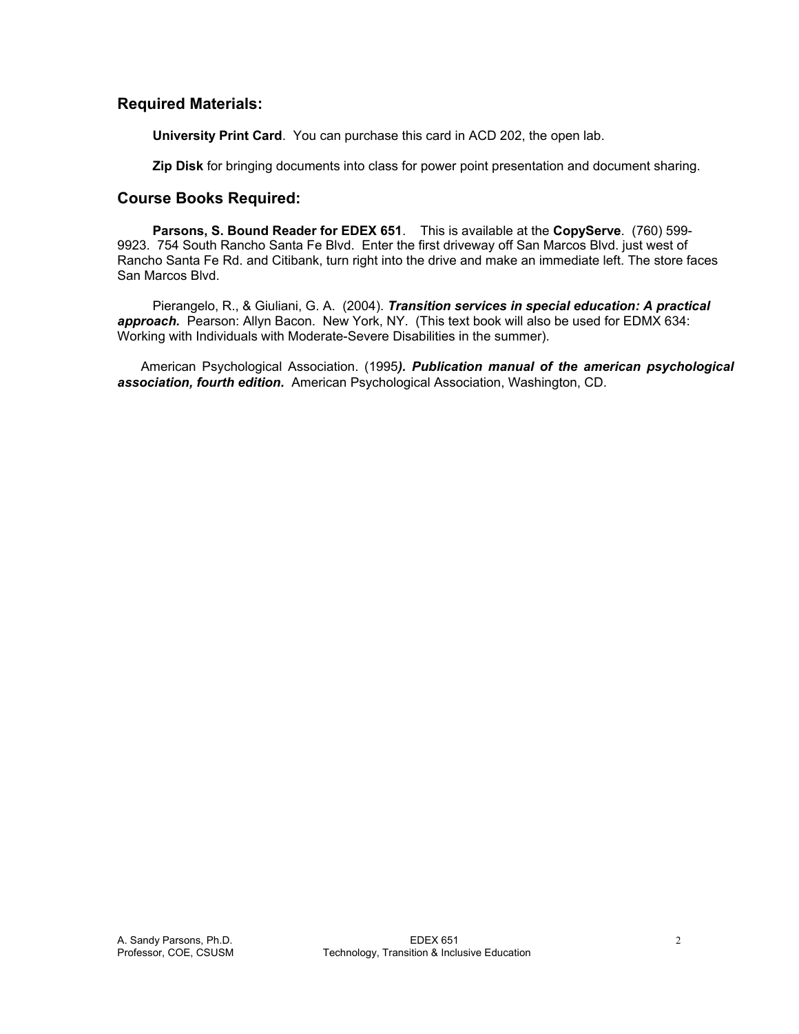## Required Materials:

**University Print Card**. You can purchase this card in ACD 202, the open lab.

**Zip Disk** for bringing documents into class for power point presentation and document sharing.

## Course Books Required:

**Parsons, S. Bound Reader for EDEX 651**. This is available at the **CopyServe**. (760) 599-9923. 754 South Rancho Santa Fe Blvd. Enter the first driveway off San Marcos Blvd. just west of Rancho Santa Fe Rd. and Citibank, turn right into the drive and make an immediate left. The store faces San Marcos Blvd.

Pierangelo, R., & Giuliani, G. A. (2004). ***Transition services in special education: A practical approach.*** Pearson: Allyn Bacon. New York, NY. (This text book will also be used for EDMX 634: Working with Individuals with Moderate-Severe Disabilities in the summer).

American Psychological Association. (1995***). Publication manual of the american psychological association, fourth edition.*** American Psychological Association, Washington, CD.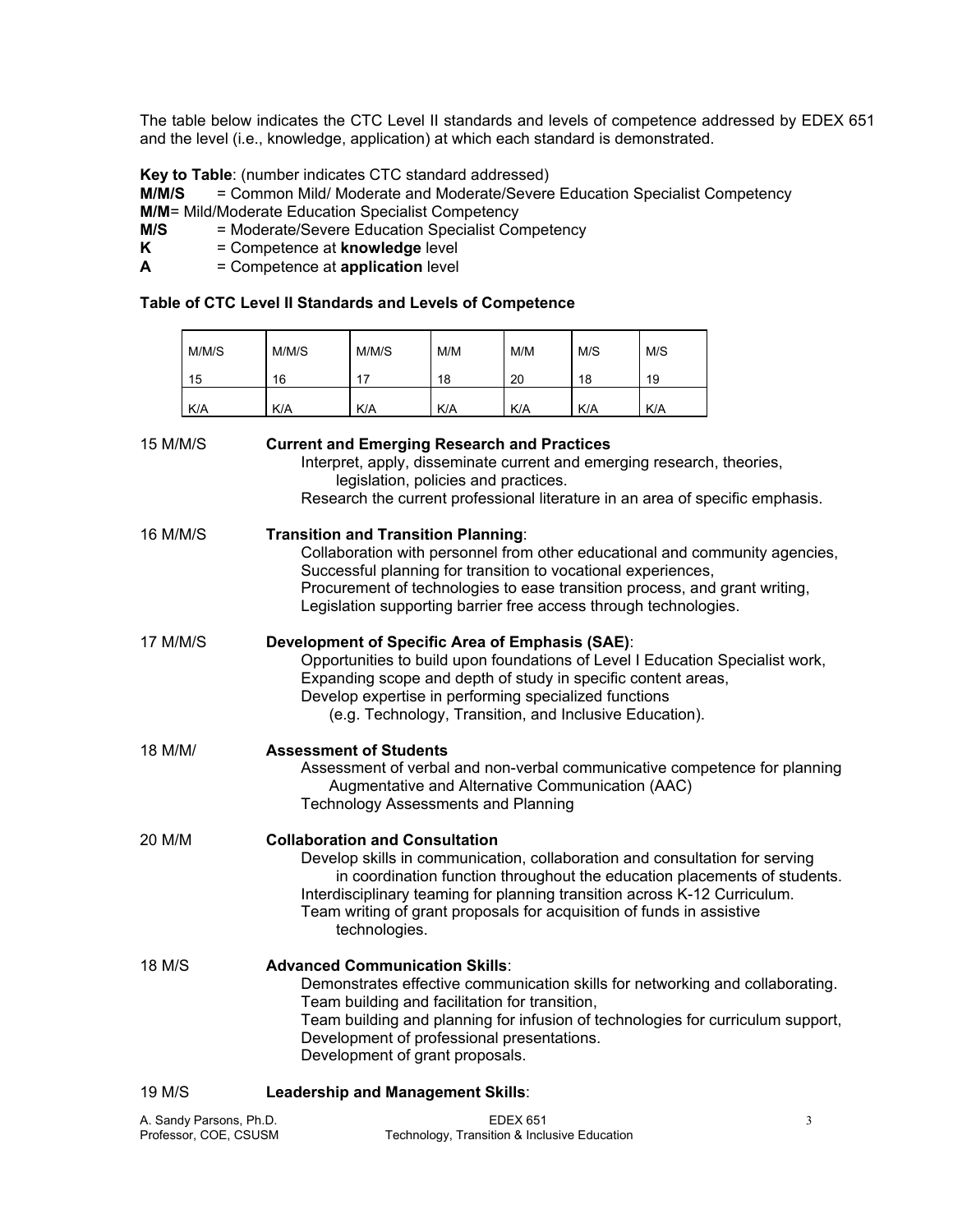The table below indicates the CTC Level II standards and levels of competence addressed by EDEX 651 and the level (i.e., knowledge, application) at which each standard is demonstrated.

**Key to Table**: (number indicates CTC standard addressed)

**M/M/S** = Common Mild/ Moderate and Moderate/Severe Education Specialist Competency
**M/M**= Mild/Moderate Education Specialist Competency
**M/S** = Moderate/Severe Education Specialist Competency
**K** = Competence at **knowledge** level
**A** = Competence at **application** level

**Table of CTC Level II Standards and Levels of Competence**

| M/M/S<br>15 | M/M/S<br>16 | M/M/S<br>17 | M/M<br>18 | M/M<br>20 | M/S<br>18 | M/S<br>19 |
|---|---|---|---|---|---|---|
| K/A | K/A | K/A | K/A | K/A | K/A | K/A |

15 M/M/S **Current and Emerging Research and Practices**

Interpret, apply, disseminate current and emerging research, theories, legislation, policies and practices.
Research the current professional literature in an area of specific emphasis.

16 M/M/S **Transition and Transition Planning**:

Collaboration with personnel from other educational and community agencies,
Successful planning for transition to vocational experiences,
Procurement of technologies to ease transition process, and grant writing,
Legislation supporting barrier free access through technologies.

17 M/M/S **Development of Specific Area of Emphasis (SAE)**:

Opportunities to build upon foundations of Level I Education Specialist work,
Expanding scope and depth of study in specific content areas,
Develop expertise in performing specialized functions (e.g. Technology, Transition, and Inclusive Education).

18 M/M/ **Assessment of Students**

Assessment of verbal and non-verbal communicative competence for planning Augmentative and Alternative Communication (AAC)
Technology Assessments and Planning

20 M/M **Collaboration and Consultation**

Develop skills in communication, collaboration and consultation for serving in coordination function throughout the education placements of students.
Interdisciplinary teaming for planning transition across K-12 Curriculum.
Team writing of grant proposals for acquisition of funds in assistive technologies.

18 M/S **Advanced Communication Skills**:

Demonstrates effective communication skills for networking and collaborating.
Team building and facilitation for transition,
Team building and planning for infusion of technologies for curriculum support,
Development of professional presentations.
Development of grant proposals.

19 M/S **Leadership and Management Skills**: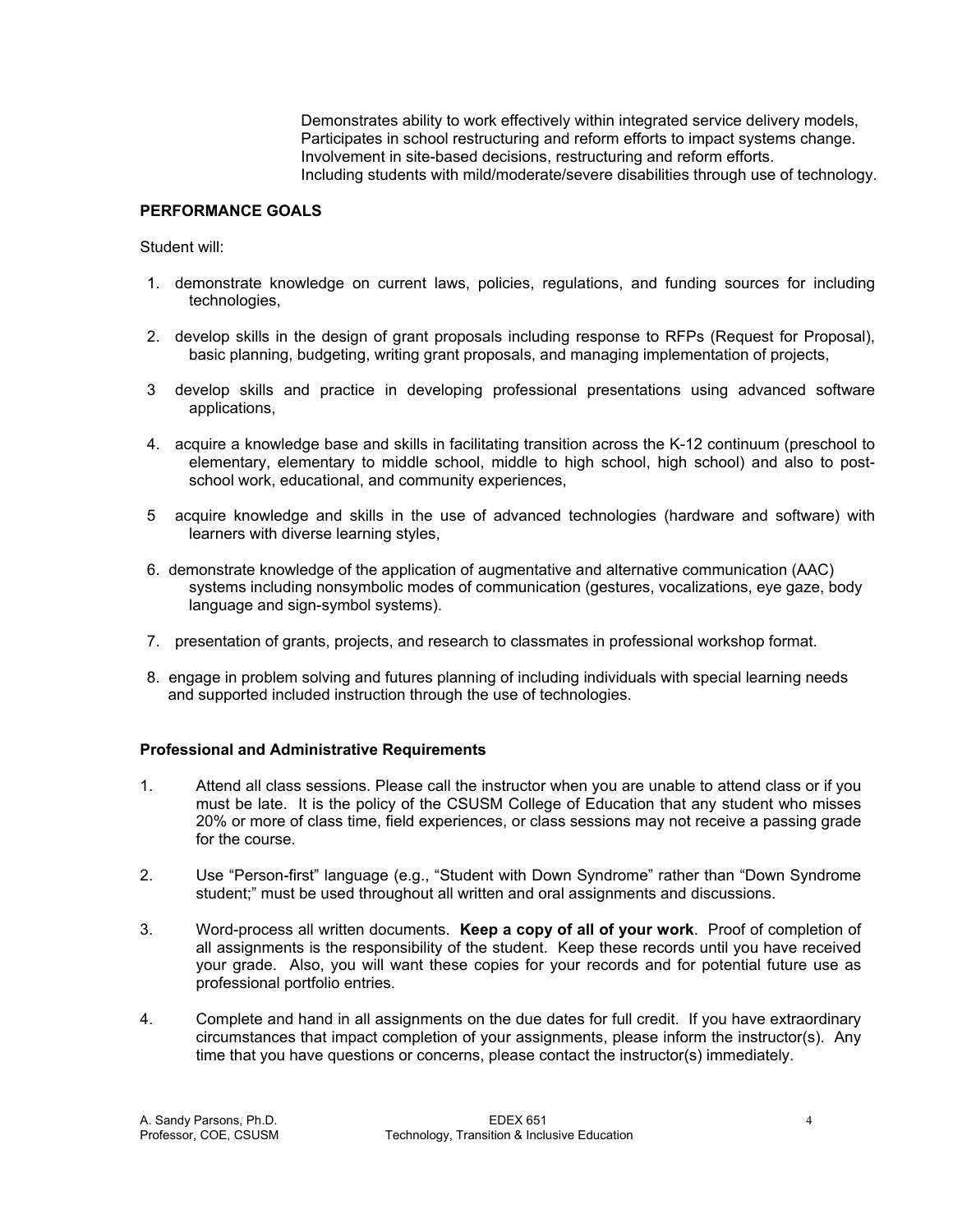Demonstrates ability to work effectively within integrated service delivery models,
Participates in school restructuring and reform efforts to impact systems change.
Involvement in site-based decisions, restructuring and reform efforts.
Including students with mild/moderate/severe disabilities through use of technology.

## PERFORMANCE GOALS

Student will:

1. demonstrate knowledge on current laws, policies, regulations, and funding sources for including technologies,

2. develop skills in the design of grant proposals including response to RFPs (Request for Proposal), basic planning, budgeting, writing grant proposals, and managing implementation of projects,

3 develop skills and practice in developing professional presentations using advanced software applications,

4. acquire a knowledge base and skills in facilitating transition across the K-12 continuum (preschool to elementary, elementary to middle school, middle to high school, high school) and also to post-school work, educational, and community experiences,

5 acquire knowledge and skills in the use of advanced technologies (hardware and software) with learners with diverse learning styles,

6. demonstrate knowledge of the application of augmentative and alternative communication (AAC) systems including nonsymbolic modes of communication (gestures, vocalizations, eye gaze, body language and sign-symbol systems).

7. presentation of grants, projects, and research to classmates in professional workshop format.

8. engage in problem solving and futures planning of including individuals with special learning needs and supported included instruction through the use of technologies.

### Professional and Administrative Requirements

1. Attend all class sessions. Please call the instructor when you are unable to attend class or if you must be late. It is the policy of the CSUSM College of Education that any student who misses 20% or more of class time, field experiences, or class sessions may not receive a passing grade for the course.

2. Use "Person-first" language (e.g., "Student with Down Syndrome" rather than "Down Syndrome student;" must be used throughout all written and oral assignments and discussions.

3. Word-process all written documents. **Keep a copy of all of your work**. Proof of completion of all assignments is the responsibility of the student. Keep these records until you have received your grade. Also, you will want these copies for your records and for potential future use as professional portfolio entries.

4. Complete and hand in all assignments on the due dates for full credit. If you have extraordinary circumstances that impact completion of your assignments, please inform the instructor(s). Any time that you have questions or concerns, please contact the instructor(s) immediately.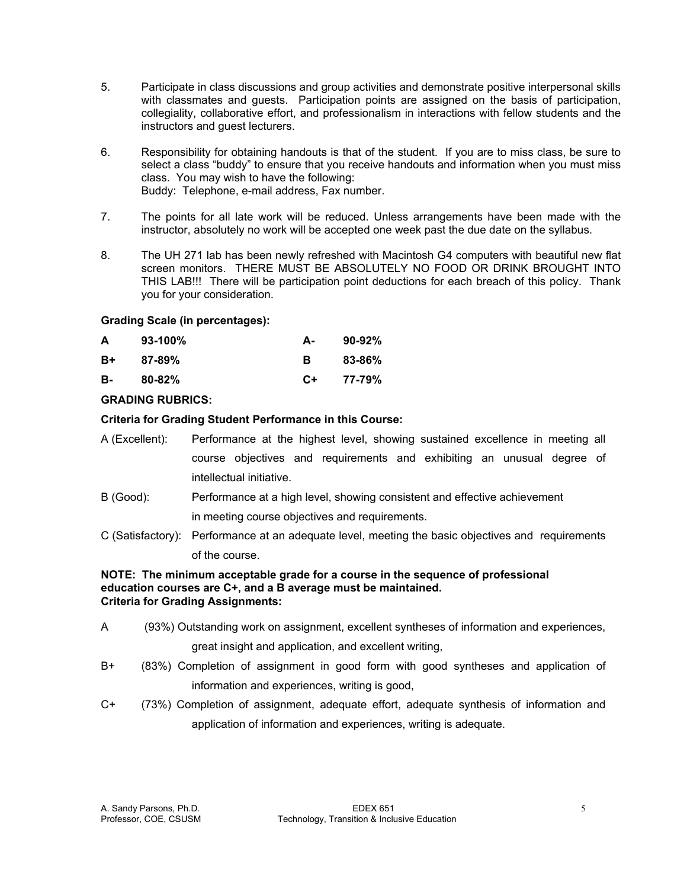5. Participate in class discussions and group activities and demonstrate positive interpersonal skills with classmates and guests. Participation points are assigned on the basis of participation, collegiality, collaborative effort, and professionalism in interactions with fellow students and the instructors and guest lecturers.

6. Responsibility for obtaining handouts is that of the student. If you are to miss class, be sure to select a class "buddy" to ensure that you receive handouts and information when you must miss class. You may wish to have the following:
   Buddy: Telephone, e-mail address, Fax number.

7. The points for all late work will be reduced. Unless arrangements have been made with the instructor, absolutely no work will be accepted one week past the due date on the syllabus.

8. The UH 271 lab has been newly refreshed with Macintosh G4 computers with beautiful new flat screen monitors. THERE MUST BE ABSOLUTELY NO FOOD OR DRINK BROUGHT INTO THIS LAB!!! There will be participation point deductions for each breach of this policy. Thank you for your consideration.

**Grading Scale (in percentages):**

| | | | |
|---|---|---|---|
| **A** | **93-100%** | **A-** | **90-92%** |
| **B+** | **87-89%** | **B** | **83-86%** |
| **B-** | **80-82%** | **C+** | **77-79%** |

**GRADING RUBRICS:**

**Criteria for Grading Student Performance in this Course:**

A (Excellent): Performance at the highest level, showing sustained excellence in meeting all course objectives and requirements and exhibiting an unusual degree of intellectual initiative.

B (Good): Performance at a high level, showing consistent and effective achievement in meeting course objectives and requirements.

C (Satisfactory): Performance at an adequate level, meeting the basic objectives and requirements of the course.

**NOTE: The minimum acceptable grade for a course in the sequence of professional education courses are C+, and a B average must be maintained.**

**Criteria for Grading Assignments:**

A (93%) Outstanding work on assignment, excellent syntheses of information and experiences, great insight and application, and excellent writing,

B+ (83%) Completion of assignment in good form with good syntheses and application of information and experiences, writing is good,

C+ (73%) Completion of assignment, adequate effort, adequate synthesis of information and application of information and experiences, writing is adequate.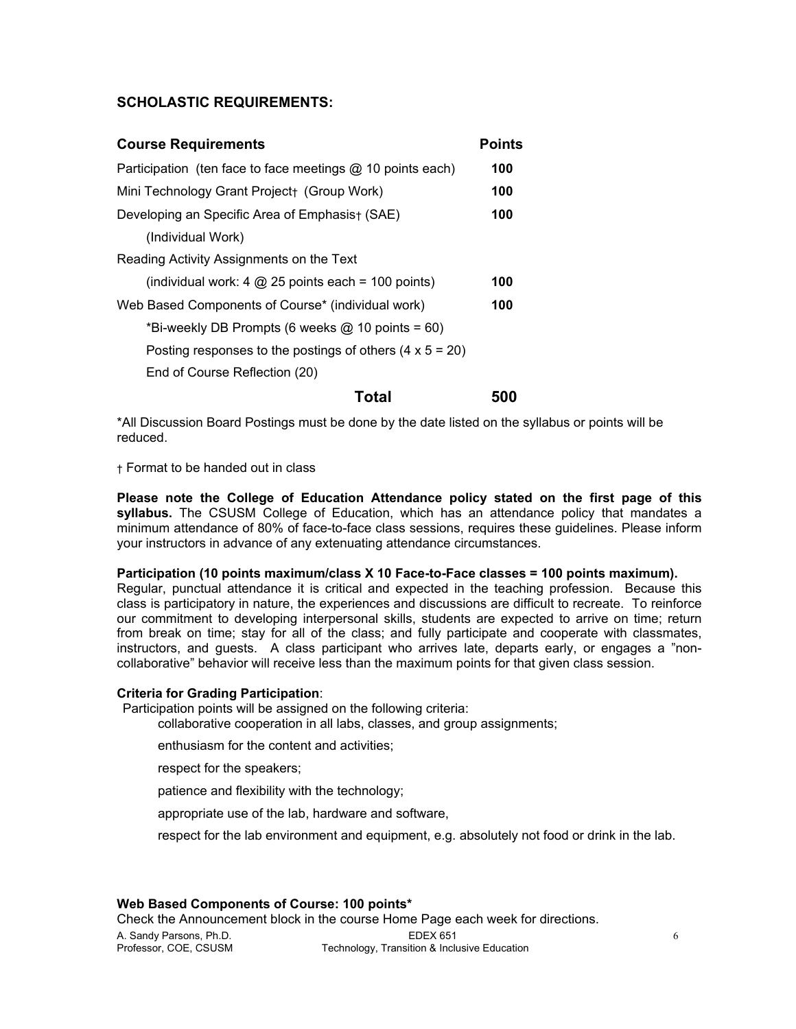## SCHOLASTIC REQUIREMENTS:

| Course Requirements | Points |
|---|---|
| Participation (ten face to face meetings @ 10 points each) | **100** |
| Mini Technology Grant Project† (Group Work) | **100** |
| Developing an Specific Area of Emphasis† (SAE) | **100** |
| (Individual Work) | |
| Reading Activity Assignments on the Text | |
| (individual work: 4 @ 25 points each = 100 points) | **100** |
| Web Based Components of Course* (individual work) | **100** |
| *Bi-weekly DB Prompts (6 weeks @ 10 points = 60) | |
| Posting responses to the postings of others (4 x 5 = 20) | |
| End of Course Reflection (20) | |
| **Total** | **500** |

*All Discussion Board Postings must be done by the date listed on the syllabus or points will be reduced.

† Format to be handed out in class

**Please note the College of Education Attendance policy stated on the first page of this syllabus.** The CSUSM College of Education, which has an attendance policy that mandates a minimum attendance of 80% of face-to-face class sessions, requires these guidelines. Please inform your instructors in advance of any extenuating attendance circumstances.

**Participation (10 points maximum/class X 10 Face-to-Face classes = 100 points maximum).** Regular, punctual attendance it is critical and expected in the teaching profession. Because this class is participatory in nature, the experiences and discussions are difficult to recreate. To reinforce our commitment to developing interpersonal skills, students are expected to arrive on time; return from break on time; stay for all of the class; and fully participate and cooperate with classmates, instructors, and guests. A class participant who arrives late, departs early, or engages a "non-collaborative" behavior will receive less than the maximum points for that given class session.

**Criteria for Grading Participation**:

Participation points will be assigned on the following criteria:

- collaborative cooperation in all labs, classes, and group assignments;
- enthusiasm for the content and activities;
- respect for the speakers;
- patience and flexibility with the technology;
- appropriate use of the lab, hardware and software,
- respect for the lab environment and equipment, e.g. absolutely not food or drink in the lab.

**Web Based Components of Course: 100 points***

Check the Announcement block in the course Home Page each week for directions.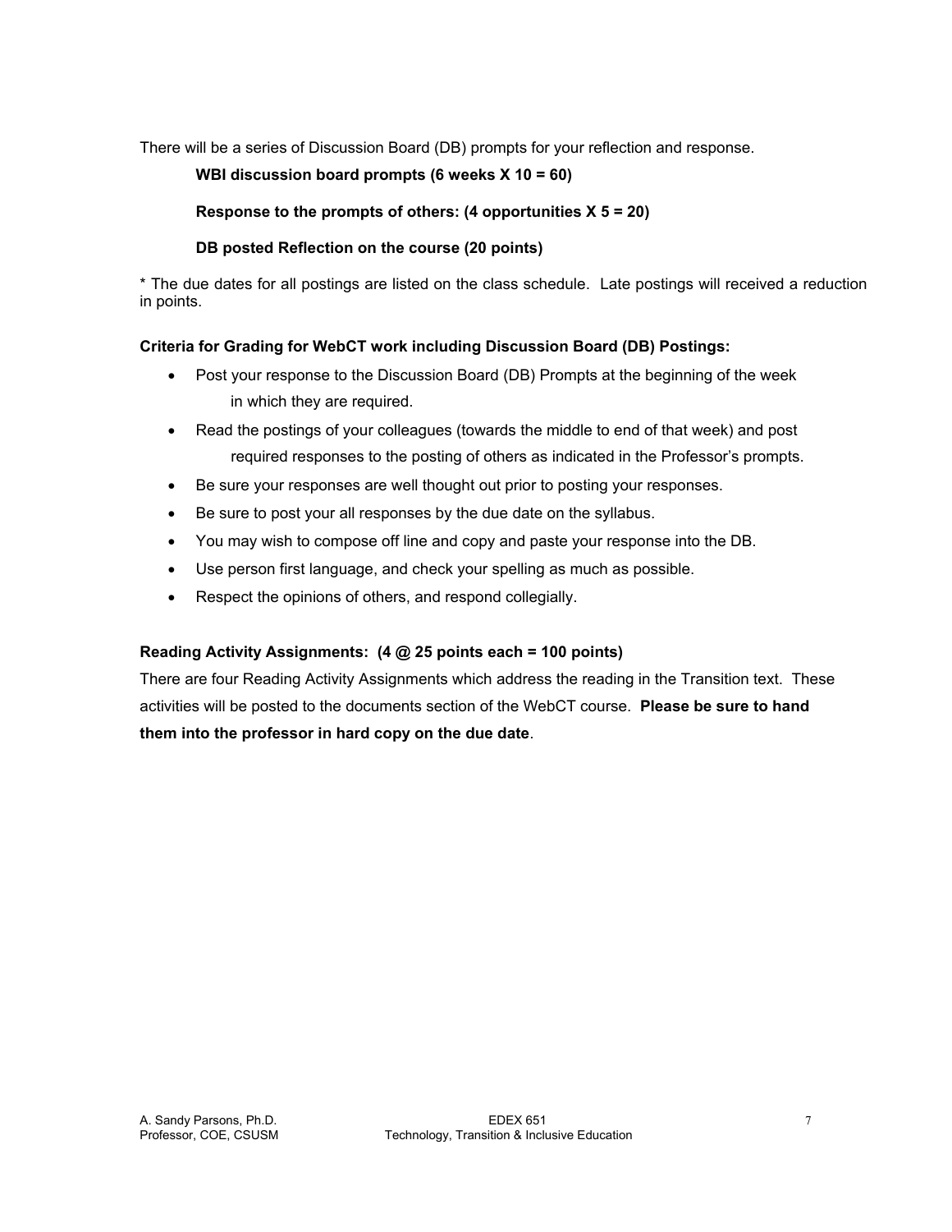There will be a series of Discussion Board (DB) prompts for your reflection and response.

**WBI discussion board prompts (6 weeks X 10 = 60)**

**Response to the prompts of others: (4 opportunities X 5 = 20)**

**DB posted Reflection on the course (20 points)**

* The due dates for all postings are listed on the class schedule. Late postings will received a reduction in points.

**Criteria for Grading for WebCT work including Discussion Board (DB) Postings:**

- Post your response to the Discussion Board (DB) Prompts at the beginning of the week in which they are required.
- Read the postings of your colleagues (towards the middle to end of that week) and post required responses to the posting of others as indicated in the Professor's prompts.
- Be sure your responses are well thought out prior to posting your responses.
- Be sure to post your all responses by the due date on the syllabus.
- You may wish to compose off line and copy and paste your response into the DB.
- Use person first language, and check your spelling as much as possible.
- Respect the opinions of others, and respond collegially.

**Reading Activity Assignments: (4 @ 25 points each = 100 points)**

There are four Reading Activity Assignments which address the reading in the Transition text. These activities will be posted to the documents section of the WebCT course. **Please be sure to hand them into the professor in hard copy on the due date**.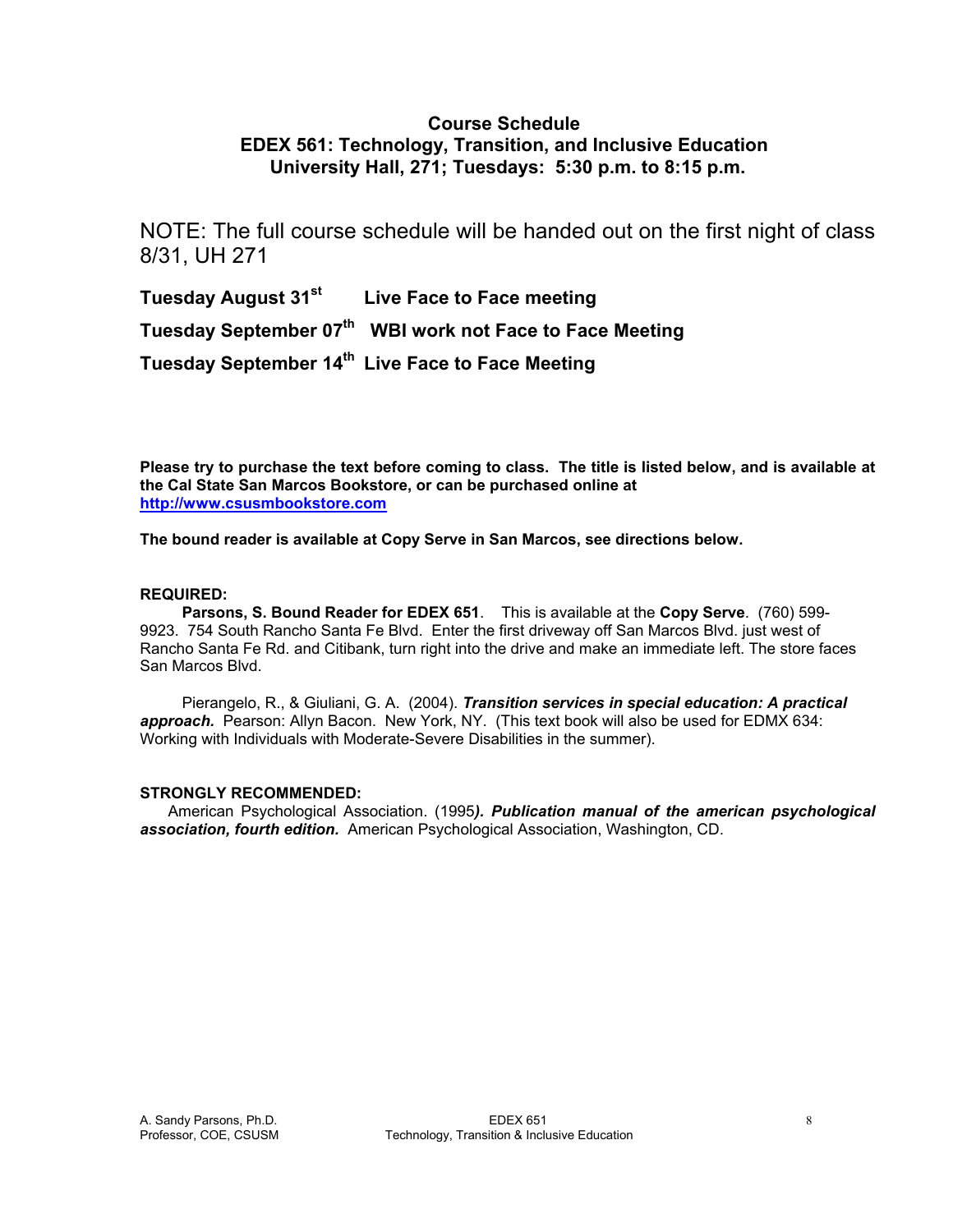## Course Schedule
## EDEX 561: Technology, Transition, and Inclusive Education
## University Hall, 271; Tuesdays: 5:30 p.m. to 8:15 p.m.

NOTE: The full course schedule will be handed out on the first night of class 8/31, UH 271

**Tuesday August 31st   Live Face to Face meeting**

**Tuesday September 07th   WBI work not Face to Face Meeting**

**Tuesday September 14th  Live Face to Face Meeting**

**Please try to purchase the text before coming to class. The title is listed below, and is available at the Cal State San Marcos Bookstore, or can be purchased online at http://www.csusmbookstore.com**

**The bound reader is available at Copy Serve in San Marcos, see directions below.**

**REQUIRED:**

**Parsons, S. Bound Reader for EDEX 651**. This is available at the **Copy Serve**. (760) 599-9923. 754 South Rancho Santa Fe Blvd. Enter the first driveway off San Marcos Blvd. just west of Rancho Santa Fe Rd. and Citibank, turn right into the drive and make an immediate left. The store faces San Marcos Blvd.

Pierangelo, R., & Giuliani, G. A. (2004). ***Transition services in special education: A practical approach.*** Pearson: Allyn Bacon. New York, NY. (This text book will also be used for EDMX 634: Working with Individuals with Moderate-Severe Disabilities in the summer).

**STRONGLY RECOMMENDED:**

American Psychological Association. (1995***). Publication manual of the american psychological association, fourth edition.*** American Psychological Association, Washington, CD.